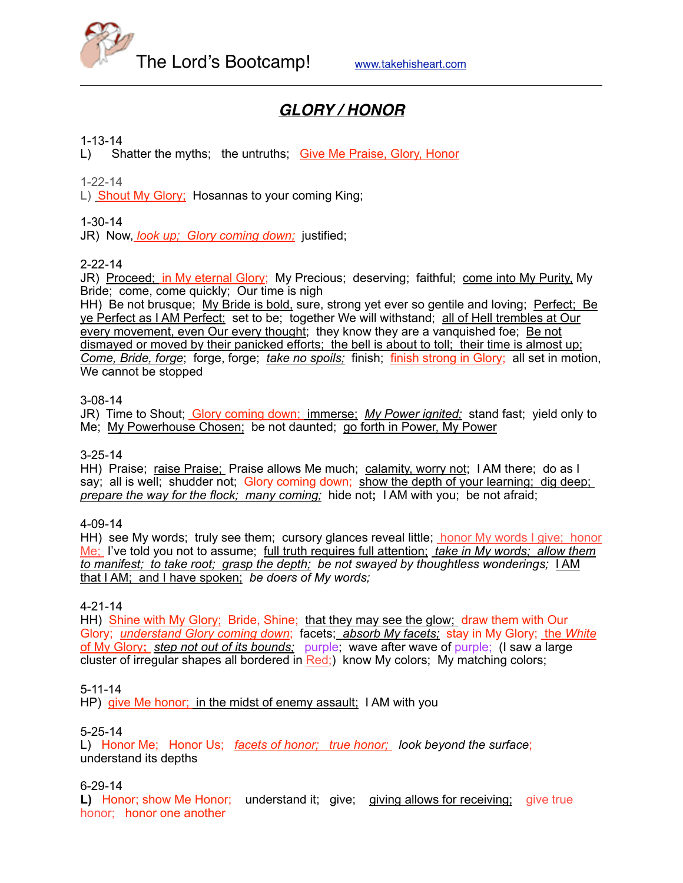The Lord's Bootcamp! www.takehisheart.com

## ***GLORY / HONOR***

1-13-14
L) Shatter the myths; the untruths; Give Me Praise, Glory, Honor

1-22-14
L) Shout My Glory; Hosannas to your coming King;

1-30-14
JR) Now, *look up; Glory coming down;* justified;

2-22-14
JR) Proceed; in My eternal Glory; My Precious; deserving; faithful; come into My Purity, My Bride; come, come quickly; Our time is nigh
HH) Be not brusque; My Bride is bold, sure, strong yet ever so gentile and loving; Perfect; Be ye Perfect as I AM Perfect; set to be; together We will withstand; all of Hell trembles at Our every movement, even Our every thought; they know they are a vanquished foe; Be not dismayed or moved by their panicked efforts; the bell is about to toll; their time is almost up; *Come, Bride, forge*; forge, forge; *take no spoils;* finish; finish strong in Glory; all set in motion, We cannot be stopped

3-08-14
JR) Time to Shout; Glory coming down; immerse; *My Power ignited;* stand fast; yield only to Me; My Powerhouse Chosen; be not daunted; go forth in Power, My Power

3-25-14
HH) Praise; raise Praise; Praise allows Me much; calamity, worry not; I AM there; do as I say; all is well; shudder not; Glory coming down; show the depth of your learning; dig deep; *prepare the way for the flock; many coming;* hide not**;** I AM with you; be not afraid;

4-09-14
HH) see My words; truly see them; cursory glances reveal little; honor My words I give; honor Me; I've told you not to assume; full truth requires full attention; *take in My words; allow them to manifest; to take root; grasp the depth;* *be not swayed by thoughtless wonderings;* I AM that I AM; and I have spoken; *be doers of My words;*

4-21-14
HH) Shine with My Glory; Bride, Shine; that they may see the glow; draw them with Our Glory; *understand Glory coming down*; facets; *absorb My facets;* stay in My Glory; the *White* of My Glory**;** *step not out of its bounds;* purple; wave after wave of purple; (I saw a large cluster of irregular shapes all bordered in Red;) know My colors; My matching colors;

5-11-14
HP) give Me honor; in the midst of enemy assault; I AM with you

5-25-14
L) Honor Me; Honor Us; *facets of honor; true honor;* *look beyond the surface*; understand its depths

6-29-14
**L)** Honor; show Me Honor; understand it; give; giving allows for receiving; give true honor; honor one another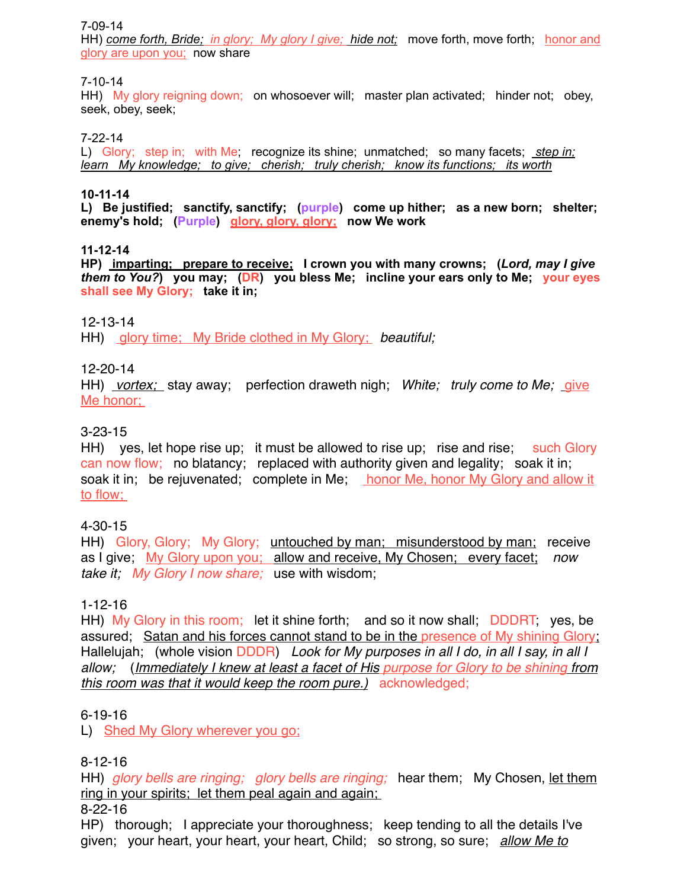7-09-14
HH) *come forth, Bride; in glory; My glory I give; hide not;* move forth, move forth; honor and glory are upon you; now share

7-10-14
HH) My glory reigning down; on whosoever will; master plan activated; hinder not; obey, seek, obey, seek;

7-22-14
L) Glory; step in; with Me; recognize its shine; unmatched; so many facets; *step in; learn My knowledge; to give; cherish; truly cherish; know its functions; its worth*

**10-11-14**
**L) Be justified; sanctify, sanctify; (purple) come up hither; as a new born; shelter; enemy's hold; (Purple) glory, glory, glory; now We work**

**11-12-14**
**HP) imparting; prepare to receive; I crown you with many crowns; (*Lord, may I give them to You?*) you may; (DR) you bless Me; incline your ears only to Me; your eyes shall see My Glory; take it in;**

12-13-14
HH) glory time; My Bride clothed in My Glory; *beautiful;*

12-20-14
HH) *vortex;* stay away; perfection draweth nigh; *White; truly come to Me;* give Me honor;

3-23-15
HH) yes, let hope rise up; it must be allowed to rise up; rise and rise; such Glory can now flow; no blatancy; replaced with authority given and legality; soak it in; soak it in; be rejuvenated; complete in Me; honor Me, honor My Glory and allow it to flow;

4-30-15
HH) Glory, Glory; My Glory; untouched by man; misunderstood by man; receive as I give; My Glory upon you; allow and receive, My Chosen; every facet; *now take it; My Glory I now share;* use with wisdom;

1-12-16
HH) My Glory in this room; let it shine forth; and so it now shall; DDDRT; yes, be assured; Satan and his forces cannot stand to be in the presence of My shining Glory; Hallelujah; (whole vision DDDR) *Look for My purposes in all I do, in all I say, in all I allow;* (*Immediately I knew at least a facet of His purpose for Glory to be shining from this room was that it would keep the room pure.)* acknowledged;

6-19-16
L) Shed My Glory wherever you go;

8-12-16
HH) *glory bells are ringing; glory bells are ringing;* hear them; My Chosen, let them ring in your spirits; let them peal again and again;

8-22-16
HP) thorough; I appreciate your thoroughness; keep tending to all the details I've given; your heart, your heart, your heart, Child; so strong, so sure; *allow Me to*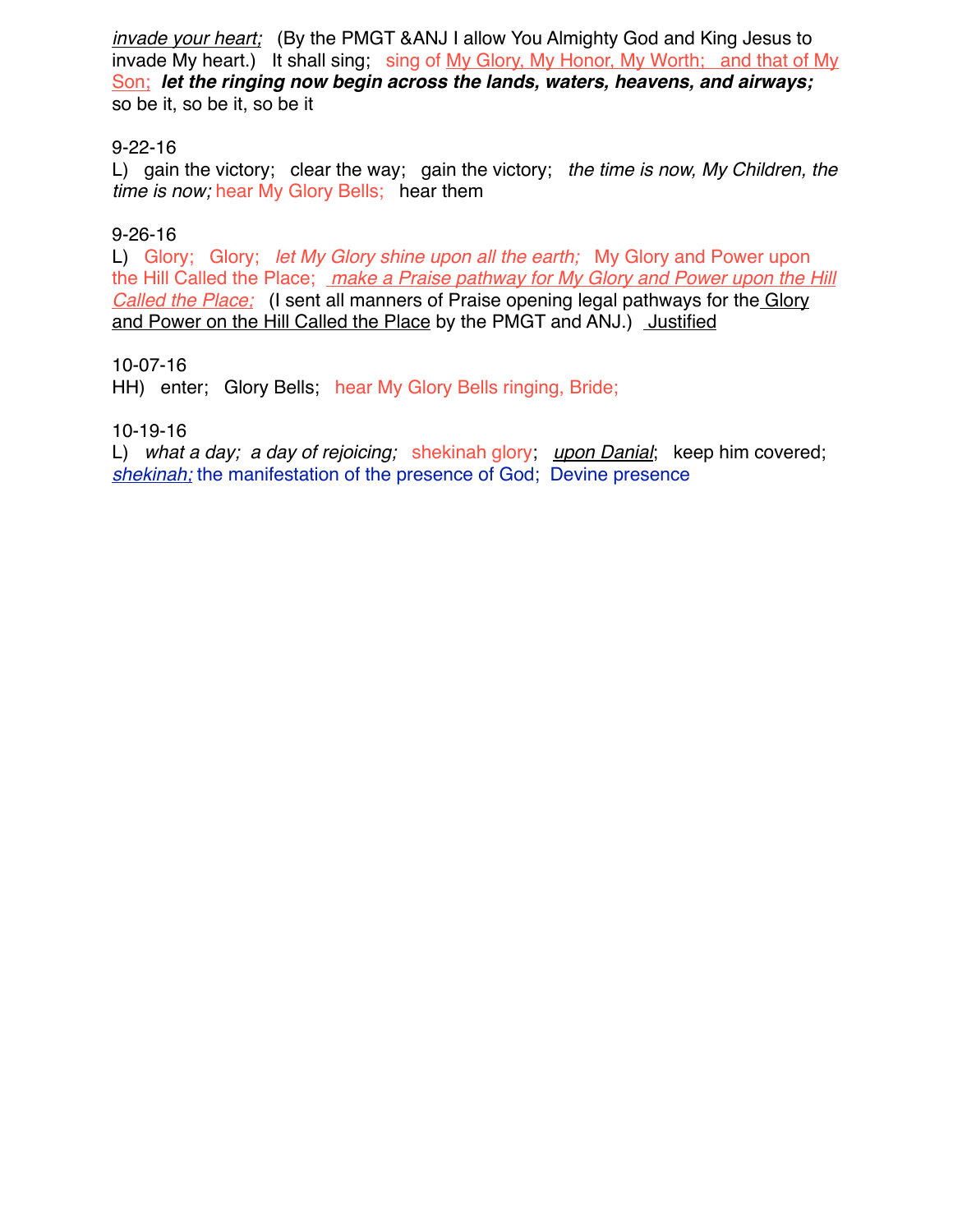*invade your heart;* (By the PMGT &ANJ I allow You Almighty God and King Jesus to invade My heart.) It shall sing; sing of My Glory, My Honor, My Worth; and that of My Son; ***let the ringing now begin across the lands, waters, heavens, and airways;*** so be it, so be it, so be it

9-22-16
L) gain the victory; clear the way; gain the victory; *the time is now, My Children, the time is now;* hear My Glory Bells; hear them

9-26-16
L) Glory; Glory; *let My Glory shine upon all the earth;* My Glory and Power upon the Hill Called the Place; *make a Praise pathway for My Glory and Power upon the Hill Called the Place;* (I sent all manners of Praise opening legal pathways for the Glory and Power on the Hill Called the Place by the PMGT and ANJ.) Justified

10-07-16
HH) enter; Glory Bells; hear My Glory Bells ringing, Bride;

10-19-16
L) *what a day; a day of rejoicing;* shekinah glory; *upon Danial*; keep him covered; *shekinah;* the manifestation of the presence of God; Devine presence